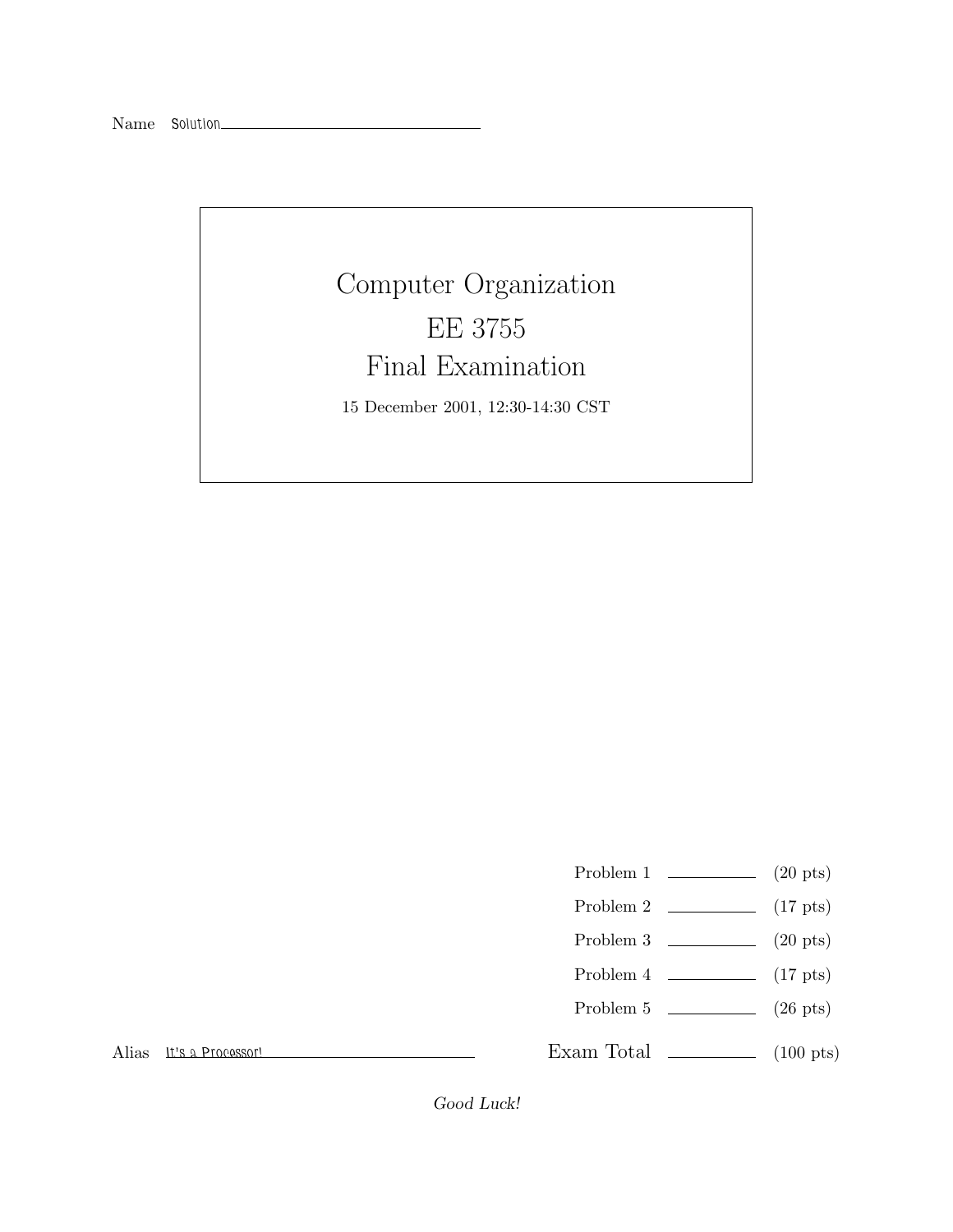Name Solution

# Computer Organization

# EE 3755

# Final Examination

15 December 2001, 12:30-14:30 CST

| | | |
|---|---|---|
| Problem 1 | | (20 pts) |
| Problem 2 | | (17 pts) |
| Problem 3 | | (20 pts) |
| Problem 4 | | (17 pts) |
| Problem 5 | | (26 pts) |
| Exam Total | | (100 pts) |

Alias It's a Processor!

*Good Luck!*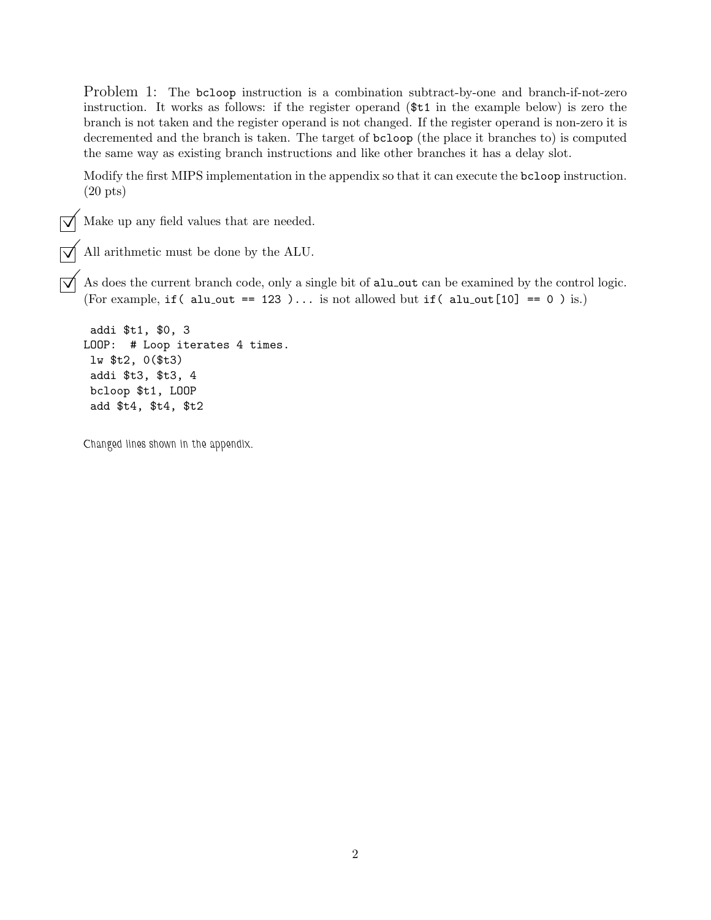Problem 1: The bcloop instruction is a combination subtract-by-one and branch-if-not-zero instruction. It works as follows: if the register operand ($t1 in the example below) is zero the branch is not taken and the register operand is not changed. If the register operand is non-zero it is decremented and the branch is taken. The target of bcloop (the place it branches to) is computed the same way as existing branch instructions and like other branches it has a delay slot.

Modify the first MIPS implementation in the appendix so that it can execute the bcloop instruction. (20 pts)

- ☑ Make up any field values that are needed.
- ☑ All arithmetic must be done by the ALU.
- ☑ As does the current branch code, only a single bit of alu_out can be examined by the control logic. (For example, if( alu_out == 123 )... is not allowed but if( alu_out[10] == 0 ) is.)

```
 addi $t1, $0, 3
LOOP:  # Loop iterates 4 times.
 lw $t2, 0($t3)
 addi $t3, $t3, 4
 bcloop $t1, LOOP
 add $t4, $t4, $t2
```

Changed lines shown in the appendix.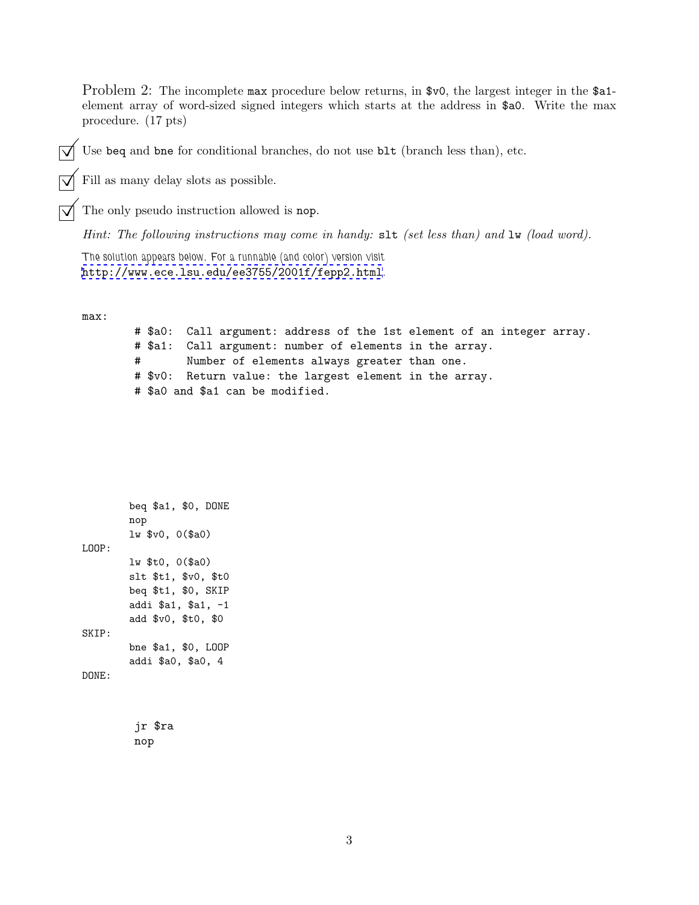Problem 2: The incomplete `max` procedure below returns, in `$v0`, the largest integer in the `$a1`-element array of word-sized signed integers which starts at the address in `$a0`. Write the max procedure. (17 pts)

- ☑ Use `beq` and `bne` for conditional branches, do not use `blt` (branch less than), etc.
- ☑ Fill as many delay slots as possible.
- ☑ The only pseudo instruction allowed is `nop`.

*Hint: The following instructions may come in handy:* `slt` *(set less than) and* `lw` *(load word).*

The solution appears below. For a runnable (and color) version visit http://www.ece.lsu.edu/ee3755/2001f/fepp2.html.

```
max:
        # $a0:  Call argument: address of the 1st element of an integer array.
        # $a1:  Call argument: number of elements in the array.
        #       Number of elements always greater than one.
        # $v0:  Return value: the largest element in the array.
        # $a0 and $a1 can be modified.





       beq $a1, $0, DONE
       nop
       lw $v0, 0($a0)
LOOP:
       lw $t0, 0($a0)
       slt $t1, $v0, $t0
       beq $t1, $0, SKIP
       addi $a1, $a1, -1
       add $v0, $t0, $0
SKIP:
       bne $a1, $0, LOOP
       addi $a0, $a0, 4
DONE:


        jr $ra
        nop
```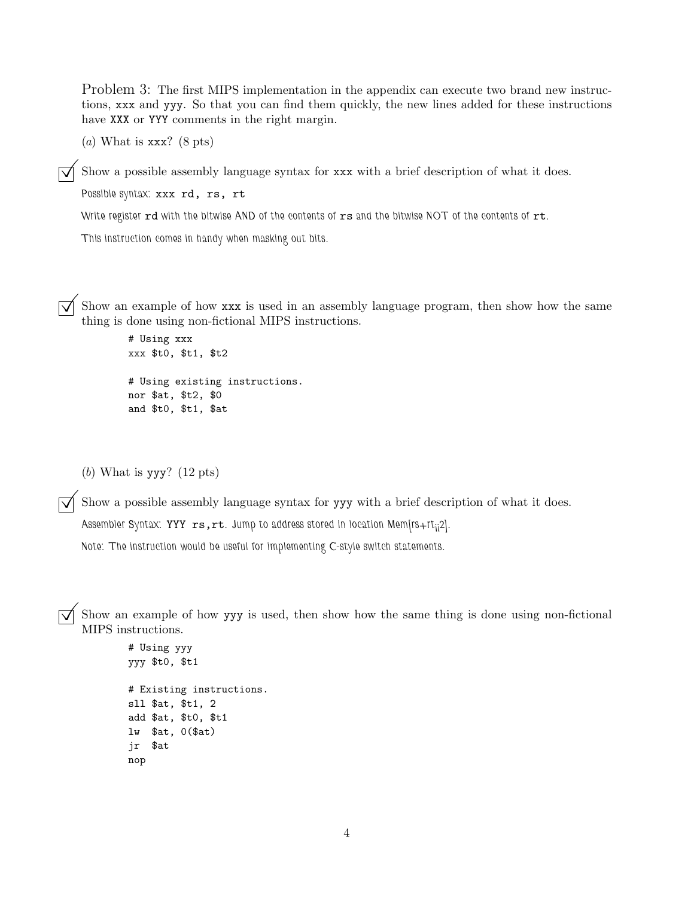Problem 3: The first MIPS implementation in the appendix can execute two brand new instructions, `xxx` and `yyy`. So that you can find them quickly, the new lines added for these instructions have `XXX` or `YYY` comments in the right margin.

(*a*) What is `xxx`? (8 pts)

☑ Show a possible assembly language syntax for `xxx` with a brief description of what it does.

Possible syntax: `xxx rd, rs, rt`

Write register `rd` with the bitwise AND of the contents of `rs` and the bitwise NOT of the contents of `rt`.

This instruction comes in handy when masking out bits.

☑ Show an example of how `xxx` is used in an assembly language program, then show how the same thing is done using non-fictional MIPS instructions.

```
# Using xxx
xxx $t0, $t1, $t2

# Using existing instructions.
nor $at, $t2, $0
and $t0, $t1, $at
```

(*b*) What is `yyy`? (12 pts)

☑ Show a possible assembly language syntax for `yyy` with a brief description of what it does.

Assembler Syntax: `YYY rs,rt`. Jump to address stored in location Mem[rs+rt¡¡2].

Note: The instruction would be useful for implementing C-style switch statements.

☑ Show an example of how `yyy` is used, then show how the same thing is done using non-fictional MIPS instructions.

```
# Using yyy
yyy $t0, $t1

# Existing instructions.
sll $at, $t1, 2
add $at, $t0, $t1
lw  $at, 0($at)
jr  $at
nop
```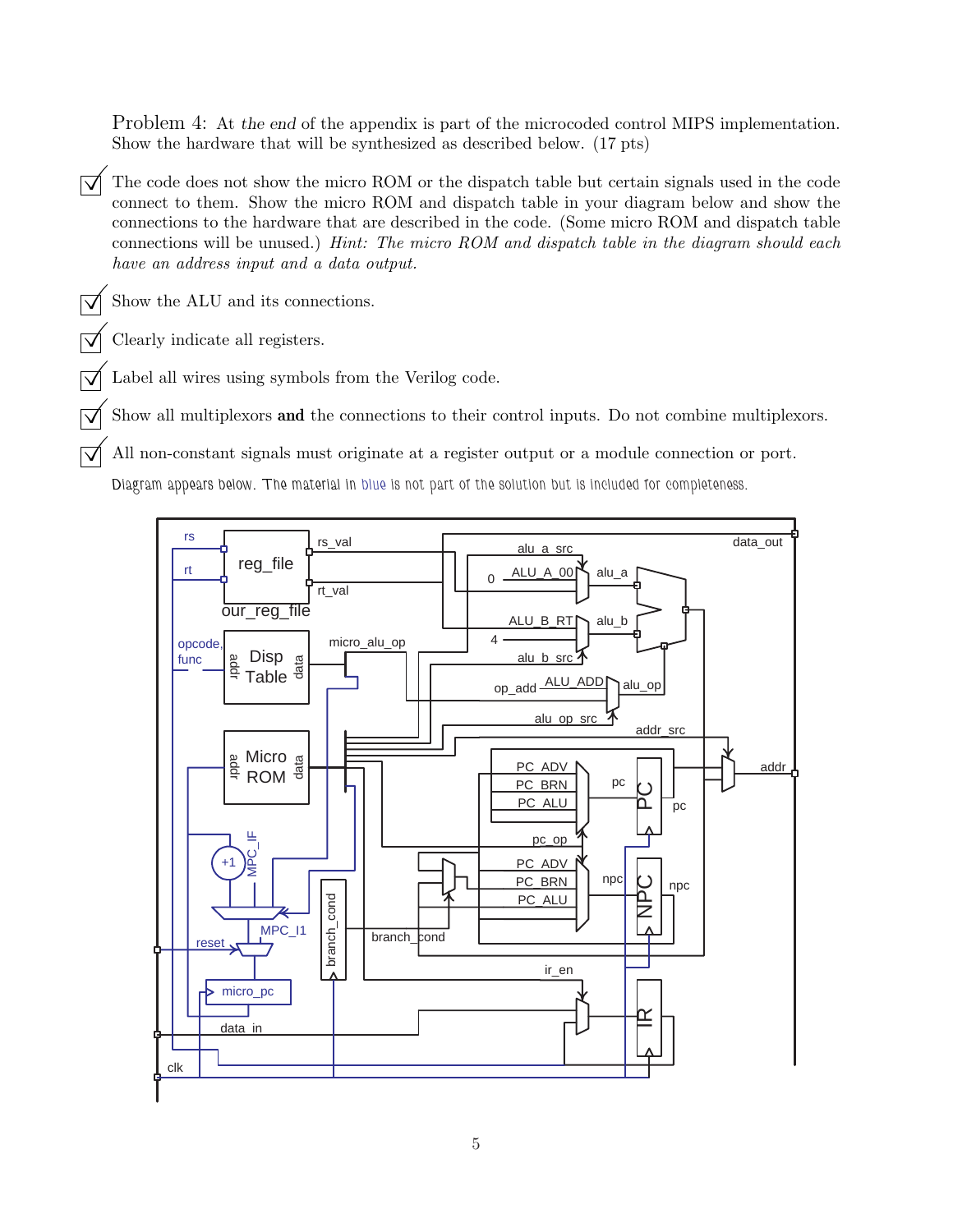Problem 4: At *the end* of the appendix is part of the microcoded control MIPS implementation. Show the hardware that will be synthesized as described below. (17 pts)

☑ The code does not show the micro ROM or the dispatch table but certain signals used in the code connect to them. Show the micro ROM and dispatch table in your diagram below and show the connections to the hardware that are described in the code. (Some micro ROM and dispatch table connections will be unused.) *Hint: The micro ROM and dispatch table in the diagram should each have an address input and a data output.*

☑ Show the ALU and its connections.

☑ Clearly indicate all registers.

☑ Label all wires using symbols from the Verilog code.

☑ Show all multiplexors **and** the connections to their control inputs. Do not combine multiplexors.

☑ All non-constant signals must originate at a register output or a module connection or port.

Diagram appears below. The material in blue is not part of the solution but is included for completeness.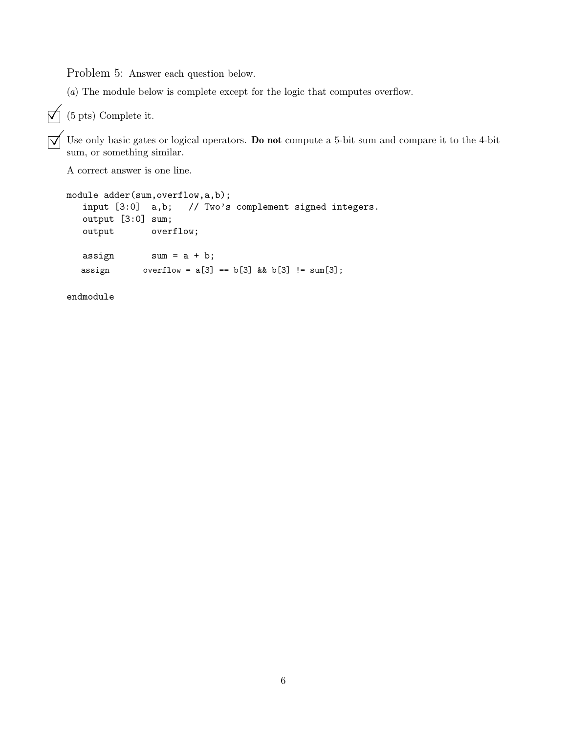Problem 5: Answer each question below.

(*a*) The module below is complete except for the logic that computes overflow.

☑ (5 pts) Complete it.

☑ Use only basic gates or logical operators. **Do not** compute a 5-bit sum and compare it to the 4-bit sum, or something similar.

A correct answer is one line.

```
module adder(sum,overflow,a,b);
   input [3:0]  a,b;   // Two's complement signed integers.
   output [3:0] sum;
   output       overflow;

   assign       sum = a + b;
   assign       overflow = a[3] == b[3] && b[3] != sum[3];

endmodule
```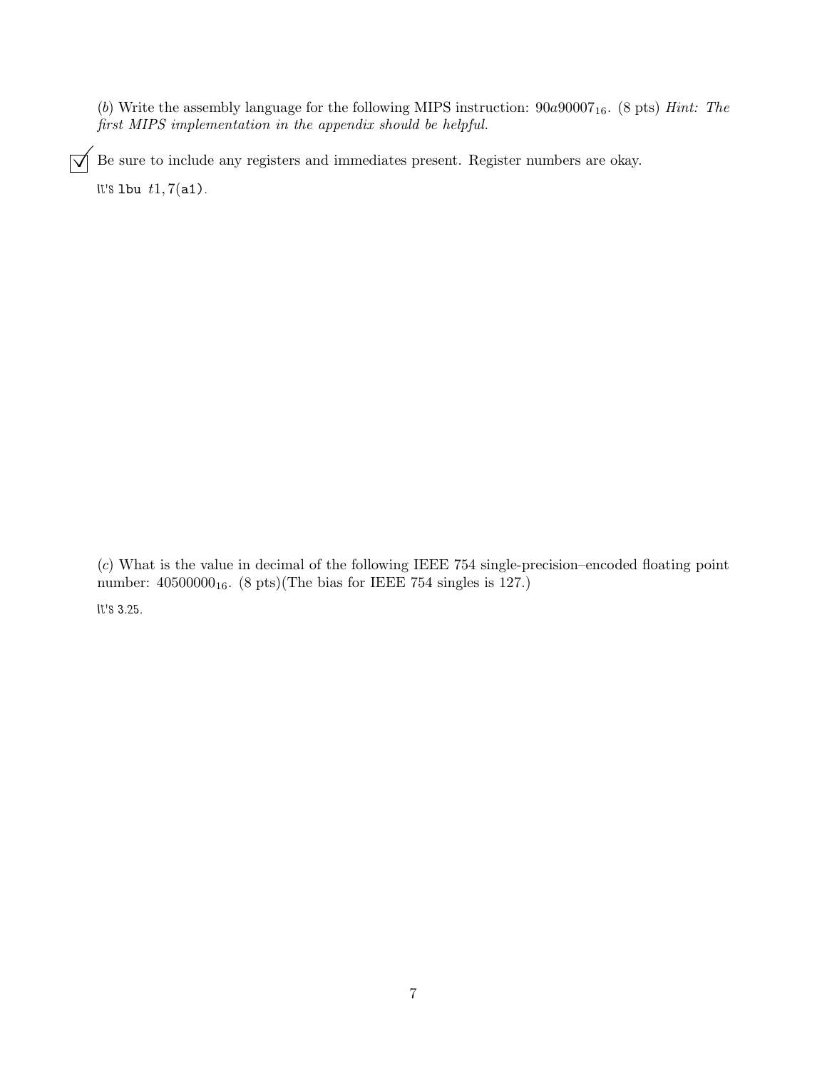(*b*) Write the assembly language for the following MIPS instruction: $90a90007_{16}$. (8 pts) *Hint: The first MIPS implementation in the appendix should be helpful.*

☑ Be sure to include any registers and immediates present. Register numbers are okay.

It's `lbu` $t1, 7$(`a1`).

(*c*) What is the value in decimal of the following IEEE 754 single-precision–encoded floating point number: $40500000_{16}$. (8 pts)(The bias for IEEE 754 singles is 127.)

It's 3.25.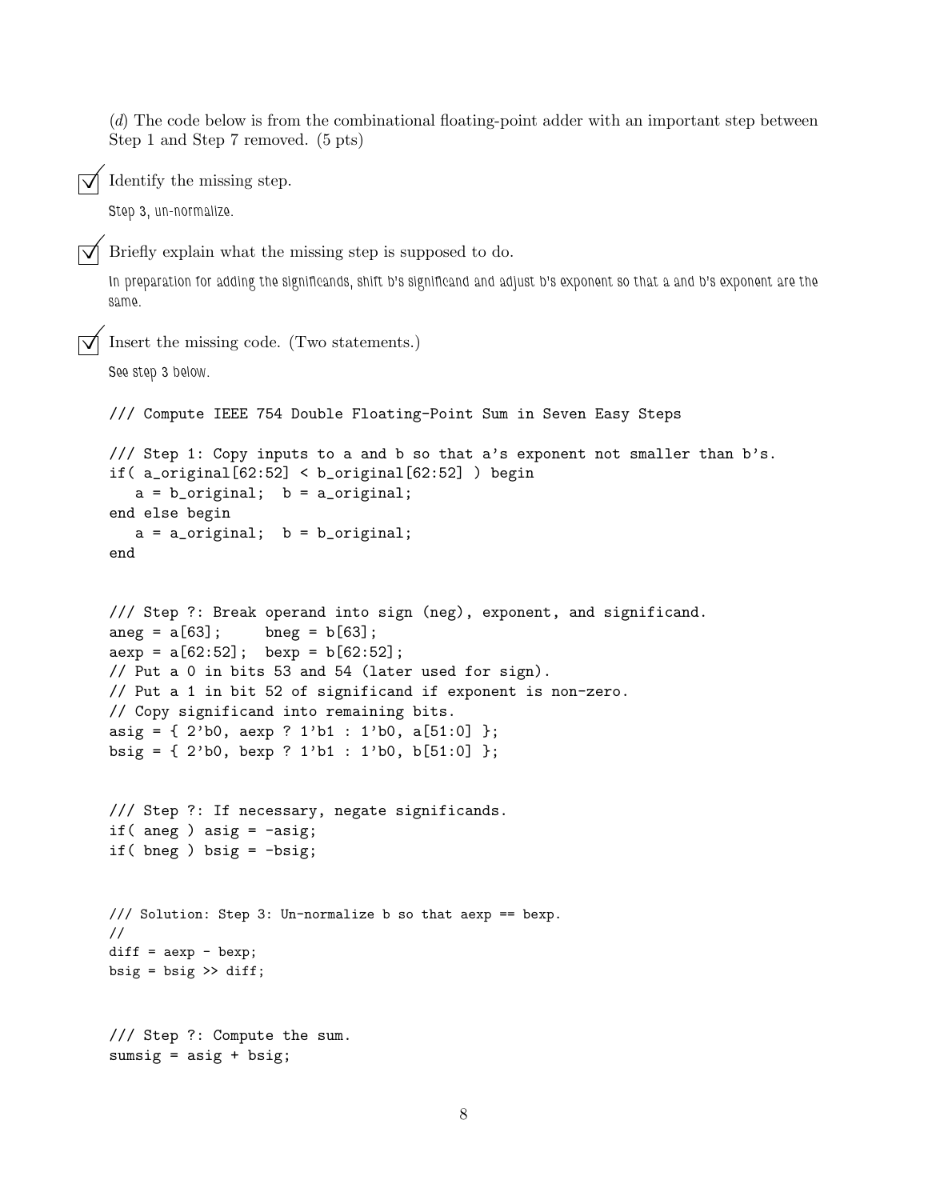(*d*) The code below is from the combinational floating-point adder with an important step between Step 1 and Step 7 removed. (5 pts)

☑ Identify the missing step.

Step 3, un-normalize.

☑ Briefly explain what the missing step is supposed to do.

In preparation for adding the significands, shift b's significand and adjust b's exponent so that a and b's exponent are the same.

☑ Insert the missing code. (Two statements.)

See step 3 below.

```
/// Compute IEEE 754 Double Floating-Point Sum in Seven Easy Steps

/// Step 1: Copy inputs to a and b so that a's exponent not smaller than b's.
if( a_original[62:52] < b_original[62:52] ) begin
   a = b_original;  b = a_original;
end else begin
   a = a_original;  b = b_original;
end


/// Step ?: Break operand into sign (neg), exponent, and significand.
aneg = a[63];     bneg = b[63];
aexp = a[62:52];  bexp = b[62:52];
// Put a 0 in bits 53 and 54 (later used for sign).
// Put a 1 in bit 52 of significand if exponent is non-zero.
// Copy significand into remaining bits.
asig = { 2'b0, aexp ? 1'b1 : 1'b0, a[51:0] };
bsig = { 2'b0, bexp ? 1'b1 : 1'b0, b[51:0] };


/// Step ?: If necessary, negate significands.
if( aneg ) asig = -asig;
if( bneg ) bsig = -bsig;


/// Solution: Step 3: Un-normalize b so that aexp == bexp.
//
diff = aexp - bexp;
bsig = bsig >> diff;


/// Step ?: Compute the sum.
sumsig = asig + bsig;
```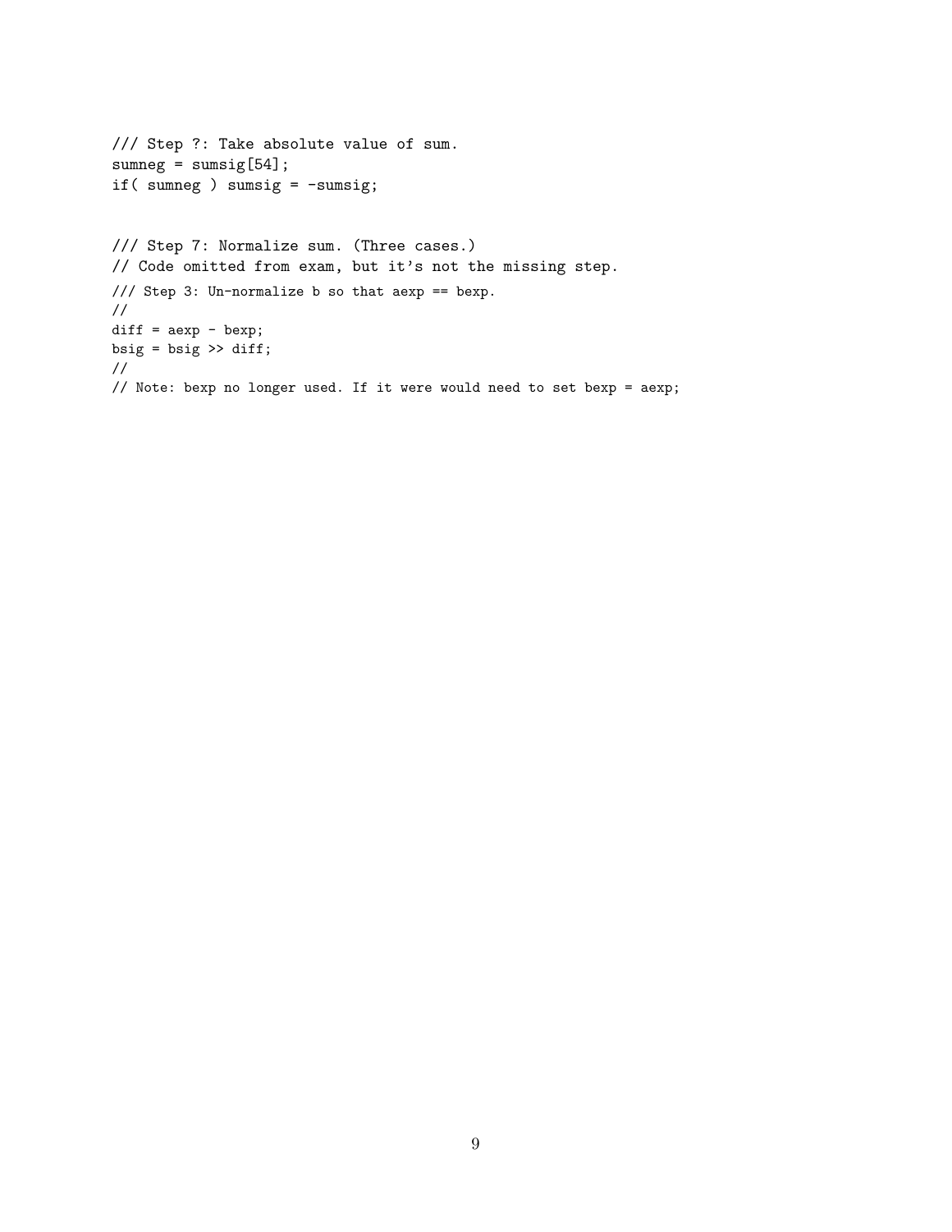```
/// Step ?: Take absolute value of sum.
sumneg = sumsig[54];
if( sumneg ) sumsig = -sumsig;


/// Step 7: Normalize sum. (Three cases.)
// Code omitted from exam, but it's not the missing step.
/// Step 3: Un-normalize b so that aexp == bexp.
//
diff = aexp - bexp;
bsig = bsig >> diff;
//
// Note: bexp no longer used. If it were would need to set bexp = aexp;
```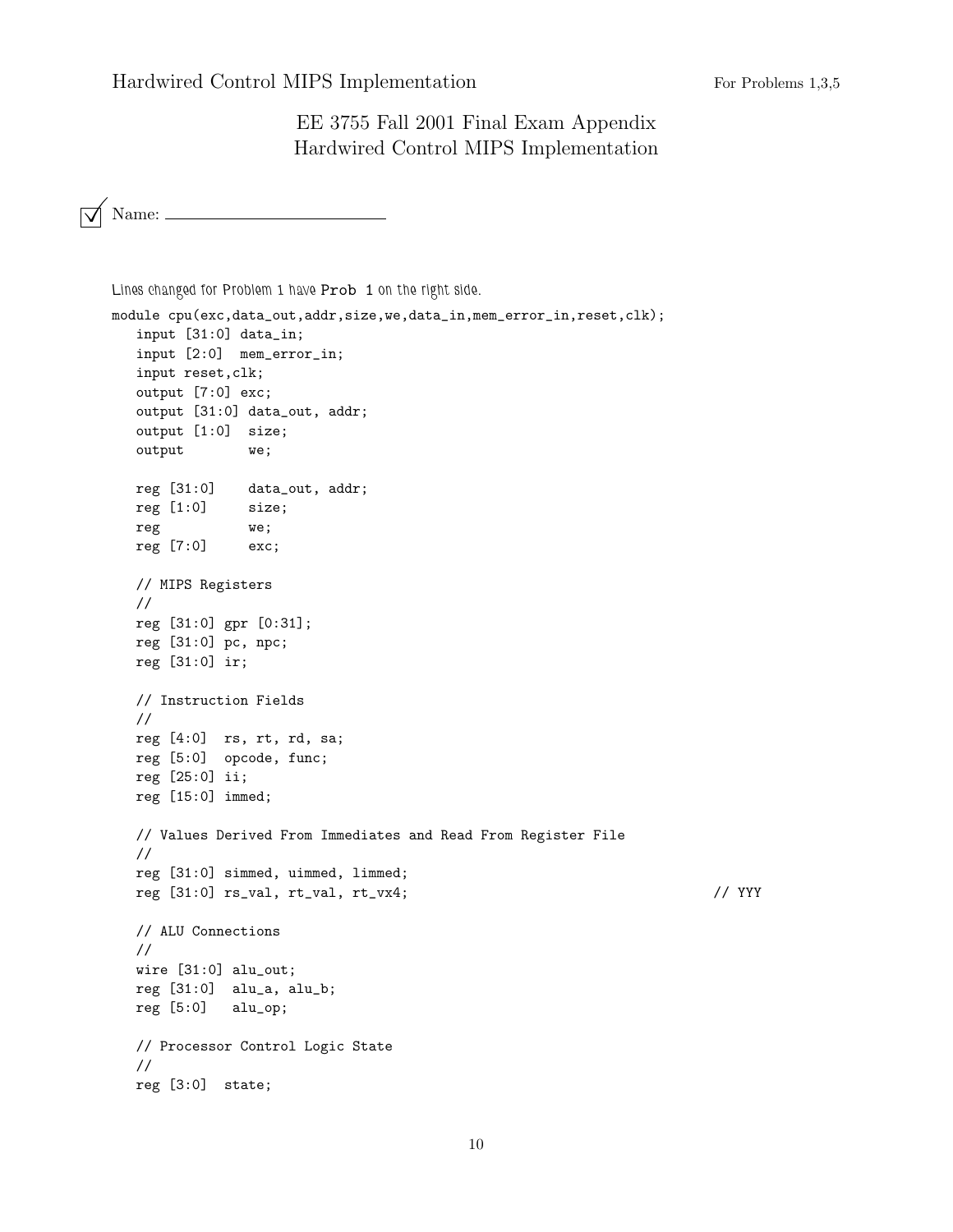# EE 3755 Fall 2001 Final Exam Appendix
# Hardwired Control MIPS Implementation

☑ Name: ______________________

*Lines changed for Problem 1 have* `Prob 1` *on the right side.*

```
module cpu(exc,data_out,addr,size,we,data_in,mem_error_in,reset,clk);
   input [31:0] data_in;
   input [2:0]  mem_error_in;
   input reset,clk;
   output [7:0] exc;
   output [31:0] data_out, addr;
   output [1:0]  size;
   output        we;

   reg [31:0]    data_out, addr;
   reg [1:0]     size;
   reg           we;
   reg [7:0]     exc;

   // MIPS Registers
   //
   reg [31:0] gpr [0:31];
   reg [31:0] pc, npc;
   reg [31:0] ir;

   // Instruction Fields
   //
   reg [4:0]  rs, rt, rd, sa;
   reg [5:0]  opcode, func;
   reg [25:0] ii;
   reg [15:0] immed;

   // Values Derived From Immediates and Read From Register File
   //
   reg [31:0] simmed, uimmed, limmed;
   reg [31:0] rs_val, rt_val, rt_vx4;                                // YYY

   // ALU Connections
   //
   wire [31:0] alu_out;
   reg [31:0]  alu_a, alu_b;
   reg [5:0]   alu_op;

   // Processor Control Logic State
   //
   reg [3:0]  state;
```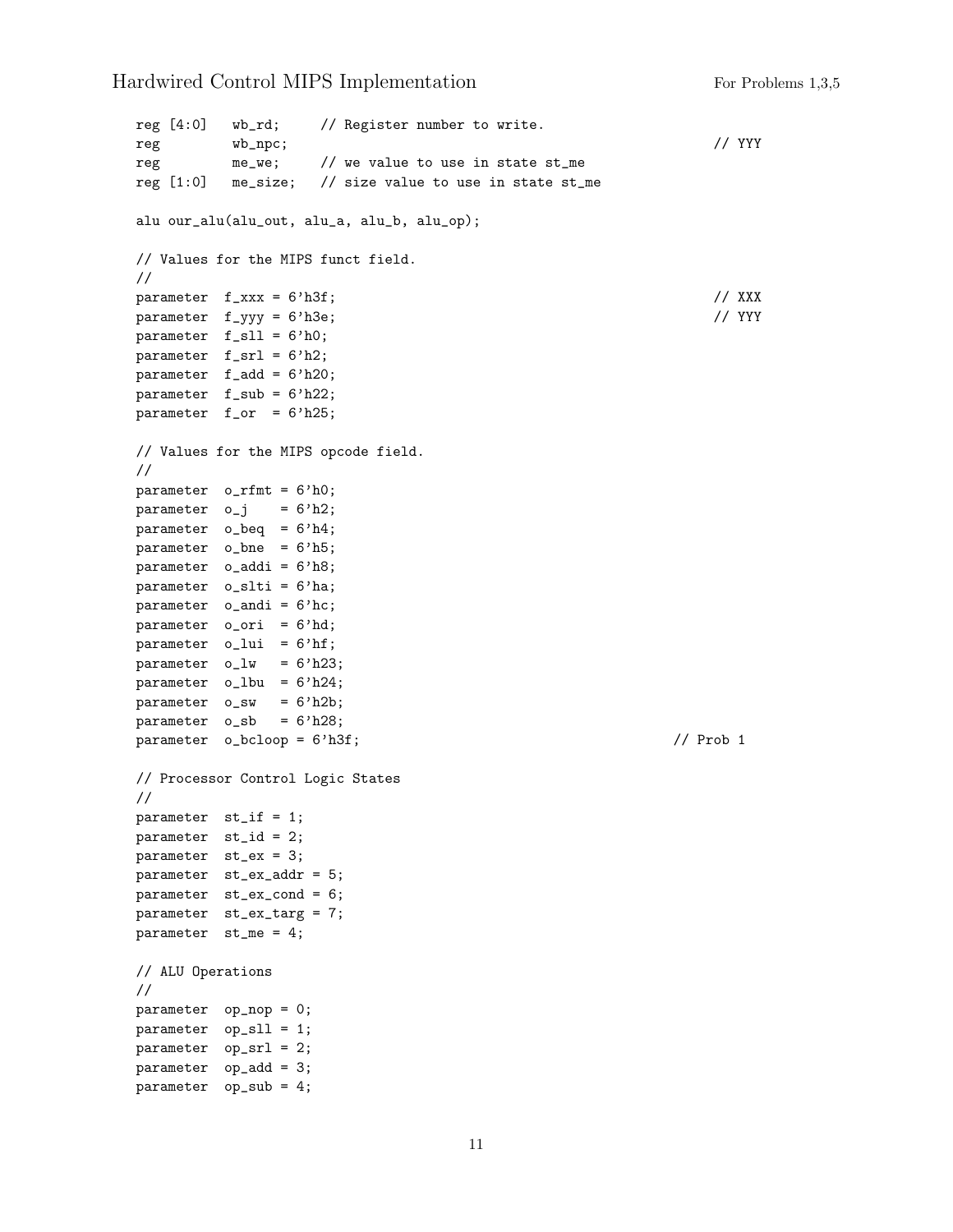```
  reg [4:0]   wb_rd;     // Register number to write.
  reg         wb_npc;                                                     // YYY
  reg         me_we;     // we value to use in state st_me
  reg [1:0]   me_size;   // size value to use in state st_me

  alu our_alu(alu_out, alu_a, alu_b, alu_op);

  // Values for the MIPS funct field.
  //
  parameter  f_xxx = 6'h3f;                                               // XXX
  parameter  f_yyy = 6'h3e;                                               // YYY
  parameter  f_sll = 6'h0;
  parameter  f_srl = 6'h2;
  parameter  f_add = 6'h20;
  parameter  f_sub = 6'h22;
  parameter  f_or  = 6'h25;

  // Values for the MIPS opcode field.
  //
  parameter  o_rfmt = 6'h0;
  parameter  o_j    = 6'h2;
  parameter  o_beq  = 6'h4;
  parameter  o_bne  = 6'h5;
  parameter  o_addi = 6'h8;
  parameter  o_slti = 6'ha;
  parameter  o_andi = 6'hc;
  parameter  o_ori  = 6'hd;
  parameter  o_lui  = 6'hf;
  parameter  o_lw   = 6'h23;
  parameter  o_lbu  = 6'h24;
  parameter  o_sw   = 6'h2b;
  parameter  o_sb   = 6'h28;
  parameter  o_bcloop = 6'h3f;                                          // Prob 1

  // Processor Control Logic States
  //
  parameter  st_if = 1;
  parameter  st_id = 2;
  parameter  st_ex = 3;
  parameter  st_ex_addr = 5;
  parameter  st_ex_cond = 6;
  parameter  st_ex_targ = 7;
  parameter  st_me = 4;

  // ALU Operations
  //
  parameter  op_nop = 0;
  parameter  op_sll = 1;
  parameter  op_srl = 2;
  parameter  op_add = 3;
  parameter  op_sub = 4;
```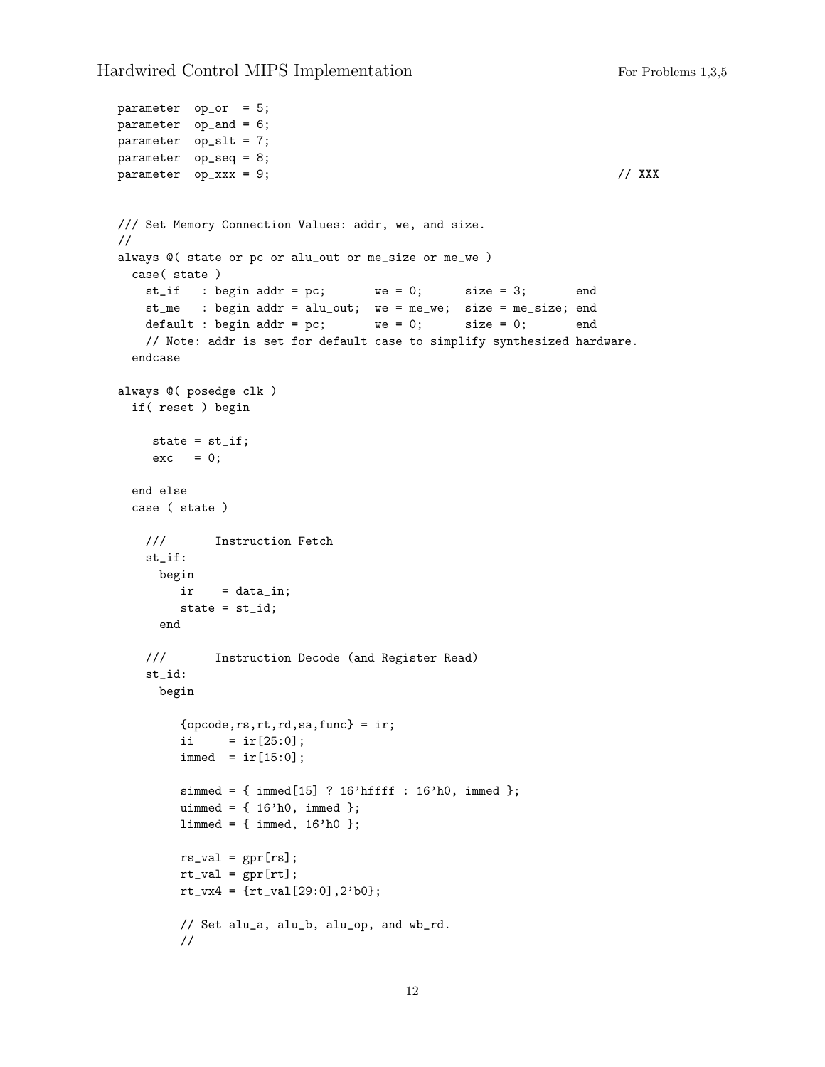```
parameter  op_or  = 5;
parameter  op_and = 6;
parameter  op_slt = 7;
parameter  op_seq = 8;
parameter  op_xxx = 9;                                                   // XXX


/// Set Memory Connection Values: addr, we, and size.
//
always @( state or pc or alu_out or me_size or me_we )
  case( state )
    st_if   : begin addr = pc;       we = 0;      size = 3;       end
    st_me   : begin addr = alu_out;  we = me_we;  size = me_size; end
    default : begin addr = pc;       we = 0;      size = 0;       end
    // Note: addr is set for default case to simplify synthesized hardware.
  endcase

always @( posedge clk )
  if( reset ) begin

     state = st_if;
     exc   = 0;

  end else
  case ( state )

    ///       Instruction Fetch
    st_if:
      begin
         ir    = data_in;
         state = st_id;
      end

    ///       Instruction Decode (and Register Read)
    st_id:
      begin

         {opcode,rs,rt,rd,sa,func} = ir;
         ii     = ir[25:0];
         immed  = ir[15:0];

         simmed = { immed[15] ? 16'hffff : 16'h0, immed };
         uimmed = { 16'h0, immed };
         limmed = { immed, 16'h0 };

         rs_val = gpr[rs];
         rt_val = gpr[rt];
         rt_vx4 = {rt_val[29:0],2'b0};

         // Set alu_a, alu_b, alu_op, and wb_rd.
         //
```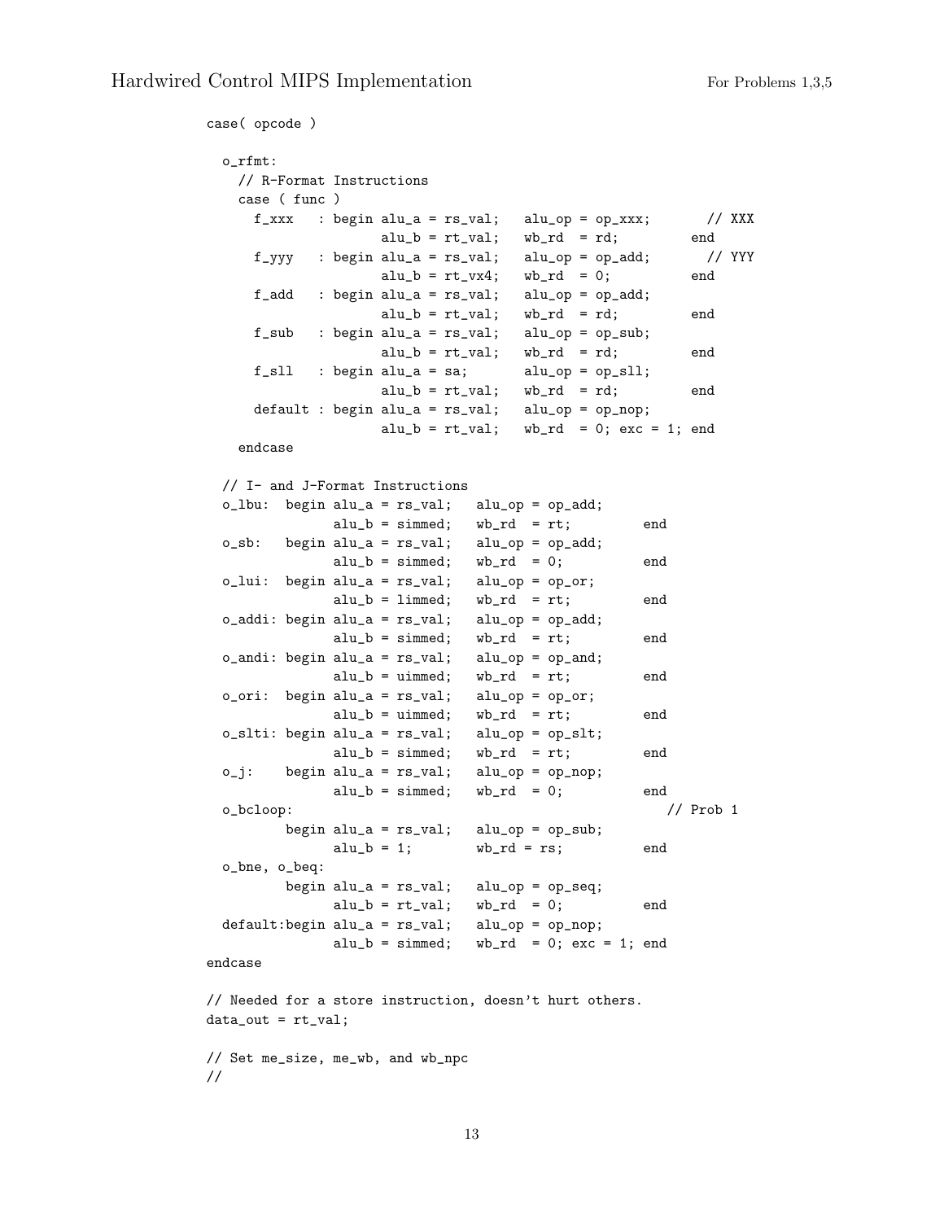```
case( opcode )

  o_rfmt:
    // R-Format Instructions
    case ( func )
      f_xxx   : begin alu_a = rs_val;   alu_op = op_xxx;       // XXX
                      alu_b = rt_val;   wb_rd  = rd;         end
      f_yyy   : begin alu_a = rs_val;   alu_op = op_add;       // YYY
                      alu_b = rt_vx4;   wb_rd  = 0;          end
      f_add   : begin alu_a = rs_val;   alu_op = op_add;
                      alu_b = rt_val;   wb_rd  = rd;         end
      f_sub   : begin alu_a = rs_val;   alu_op = op_sub;
                      alu_b = rt_val;   wb_rd  = rd;         end
      f_sll   : begin alu_a = sa;       alu_op = op_sll;
                      alu_b = rt_val;   wb_rd  = rd;         end
      default : begin alu_a = rs_val;   alu_op = op_nop;
                      alu_b = rt_val;   wb_rd  = 0; exc = 1; end
    endcase

  // I- and J-Format Instructions
  o_lbu:  begin alu_a = rs_val;   alu_op = op_add;
                alu_b = simmed;   wb_rd  = rt;         end
  o_sb:   begin alu_a = rs_val;   alu_op = op_add;
                alu_b = simmed;   wb_rd  = 0;          end
  o_lui:  begin alu_a = rs_val;   alu_op = op_or;
                alu_b = limmed;   wb_rd  = rt;         end
  o_addi: begin alu_a = rs_val;   alu_op = op_add;
                alu_b = simmed;   wb_rd  = rt;         end
  o_andi: begin alu_a = rs_val;   alu_op = op_and;
                alu_b = uimmed;   wb_rd  = rt;         end
  o_ori:  begin alu_a = rs_val;   alu_op = op_or;
                alu_b = uimmed;   wb_rd  = rt;         end
  o_slti: begin alu_a = rs_val;   alu_op = op_slt;
                alu_b = simmed;   wb_rd  = rt;         end
  o_j:    begin alu_a = rs_val;   alu_op = op_nop;
                alu_b = simmed;   wb_rd  = 0;          end
  o_bcloop:                                              // Prob 1
          begin alu_a = rs_val;   alu_op = op_sub;
                alu_b = 1;        wb_rd = rs;          end
  o_bne, o_beq:
          begin alu_a = rs_val;   alu_op = op_seq;
                alu_b = rt_val;   wb_rd  = 0;          end
  default:begin alu_a = rs_val;   alu_op = op_nop;
                alu_b = simmed;   wb_rd  = 0; exc = 1; end
endcase

// Needed for a store instruction, doesn't hurt others.
data_out = rt_val;

// Set me_size, me_wb, and wb_npc
//
```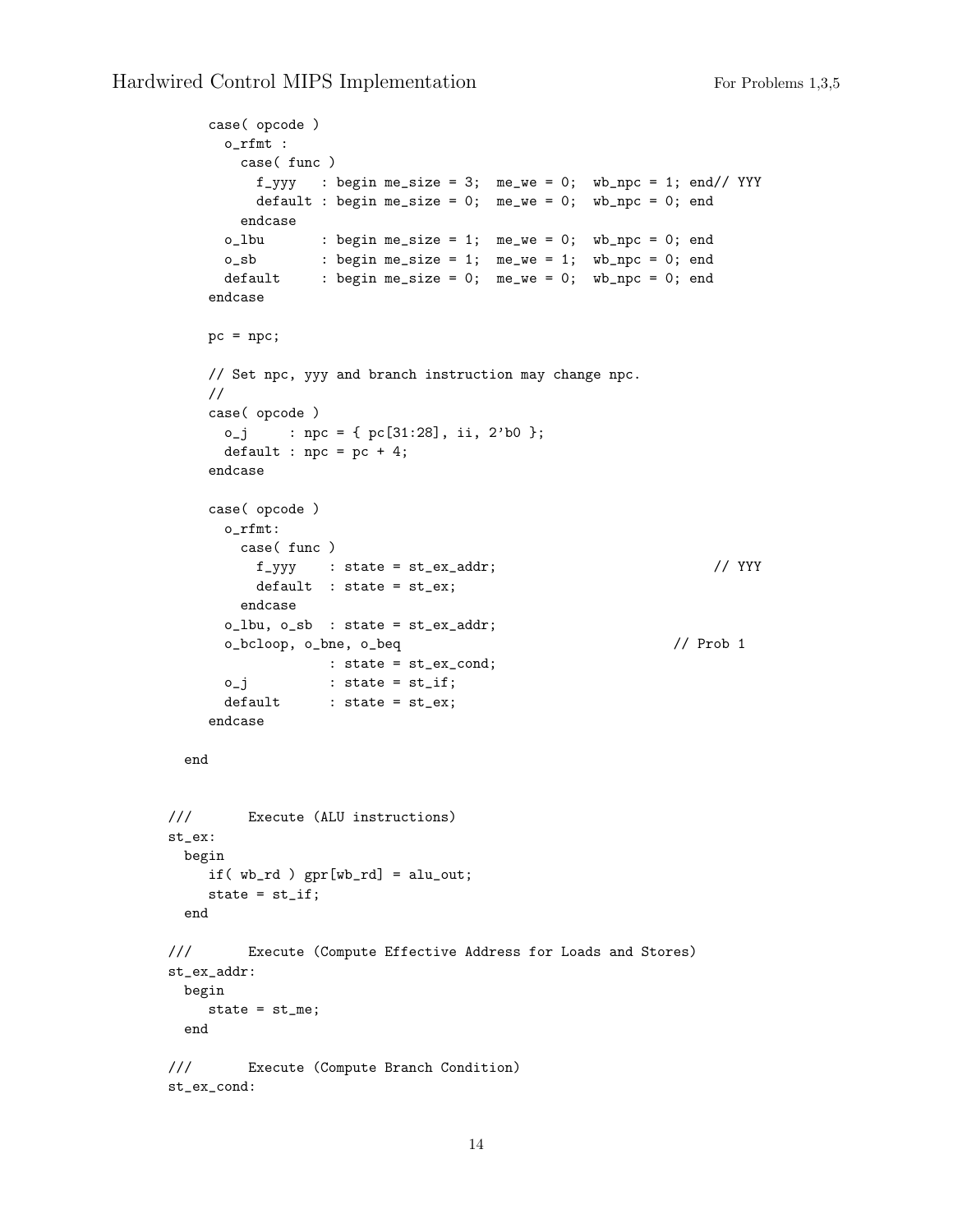```
      case( opcode )
        o_rfmt :
          case( func )
            f_yyy   : begin me_size = 3;  me_we = 0;  wb_npc = 1; end// YYY
            default : begin me_size = 0;  me_we = 0;  wb_npc = 0; end
          endcase
        o_lbu       : begin me_size = 1;  me_we = 0;  wb_npc = 0; end
        o_sb        : begin me_size = 1;  me_we = 1;  wb_npc = 0; end
        default     : begin me_size = 0;  me_we = 0;  wb_npc = 0; end
      endcase

      pc = npc;

      // Set npc, yyy and branch instruction may change npc.
      //
      case( opcode )
        o_j     : npc = { pc[31:28], ii, 2'b0 };
        default : npc = pc + 4;
      endcase

      case( opcode )
        o_rfmt:
          case( func )
            f_yyy    : state = st_ex_addr;                          // YYY
            default  : state = st_ex;
          endcase
        o_lbu, o_sb  : state = st_ex_addr;
        o_bcloop, o_bne, o_beq                                  // Prob 1
                     : state = st_ex_cond;
        o_j          : state = st_if;
        default      : state = st_ex;
      endcase

    end


///       Execute (ALU instructions)
st_ex:
  begin
     if( wb_rd ) gpr[wb_rd] = alu_out;
     state = st_if;
  end

///       Execute (Compute Effective Address for Loads and Stores)
st_ex_addr:
  begin
     state = st_me;
  end

///       Execute (Compute Branch Condition)
st_ex_cond:
```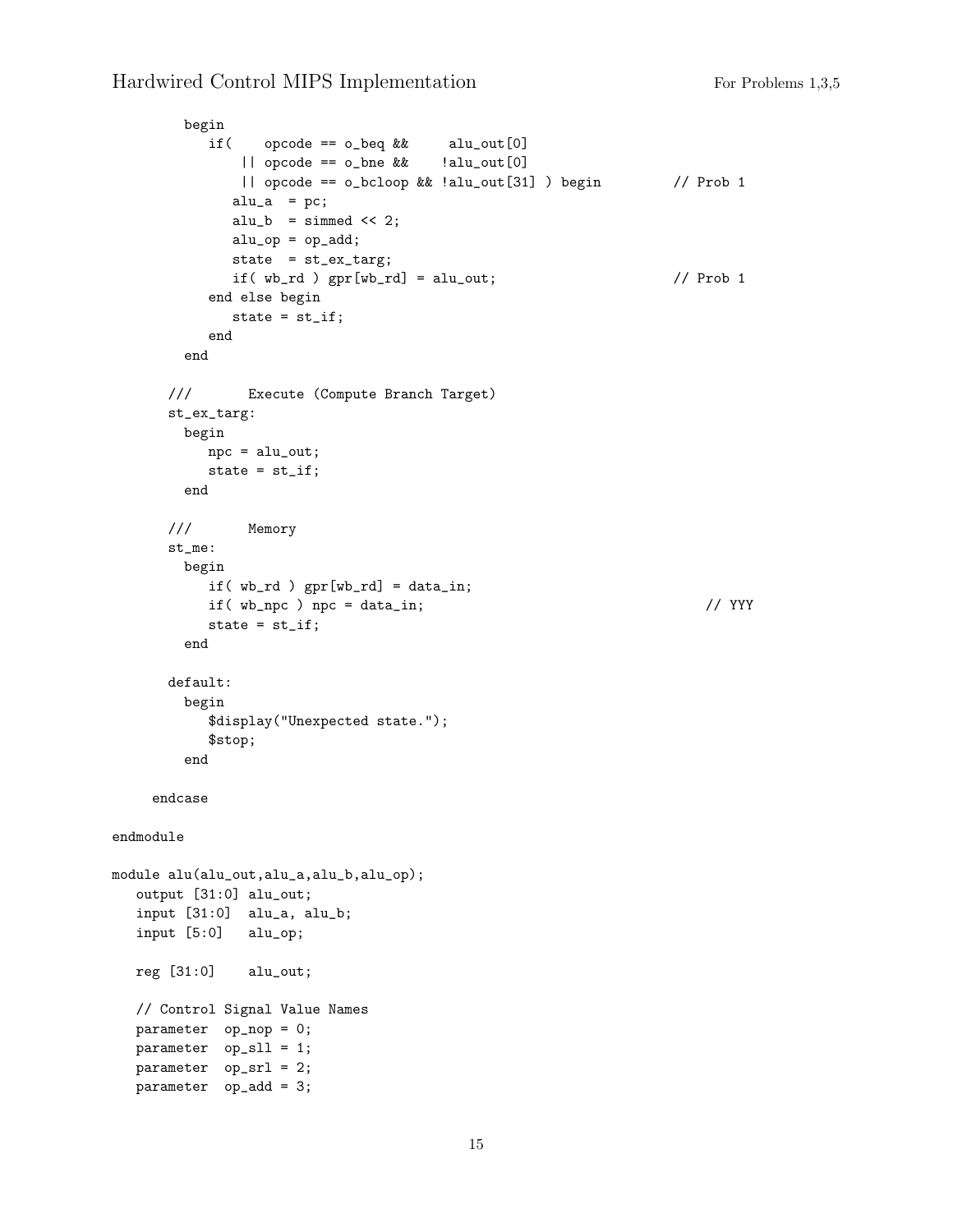```
        begin
           if(    opcode == o_beq &&     alu_out[0]
               || opcode == o_bne &&    !alu_out[0]
               || opcode == o_bcloop && !alu_out[31] ) begin         // Prob 1
              alu_a  = pc;
              alu_b  = simmed << 2;
              alu_op = op_add;
              state  = st_ex_targ;
              if( wb_rd ) gpr[wb_rd] = alu_out;                      // Prob 1
           end else begin
              state = st_if;
           end
        end

      ///       Execute (Compute Branch Target)
      st_ex_targ:
        begin
           npc = alu_out;
           state = st_if;
        end

      ///       Memory
      st_me:
        begin
           if( wb_rd ) gpr[wb_rd] = data_in;
           if( wb_npc ) npc = data_in;                                   // YYY
           state = st_if;
        end

      default:
        begin
           $display("Unexpected state.");
           $stop;
        end

     endcase

endmodule

module alu(alu_out,alu_a,alu_b,alu_op);
   output [31:0] alu_out;
   input [31:0]  alu_a, alu_b;
   input [5:0]   alu_op;

   reg [31:0]    alu_out;

   // Control Signal Value Names
   parameter  op_nop = 0;
   parameter  op_sll = 1;
   parameter  op_srl = 2;
   parameter  op_add = 3;
```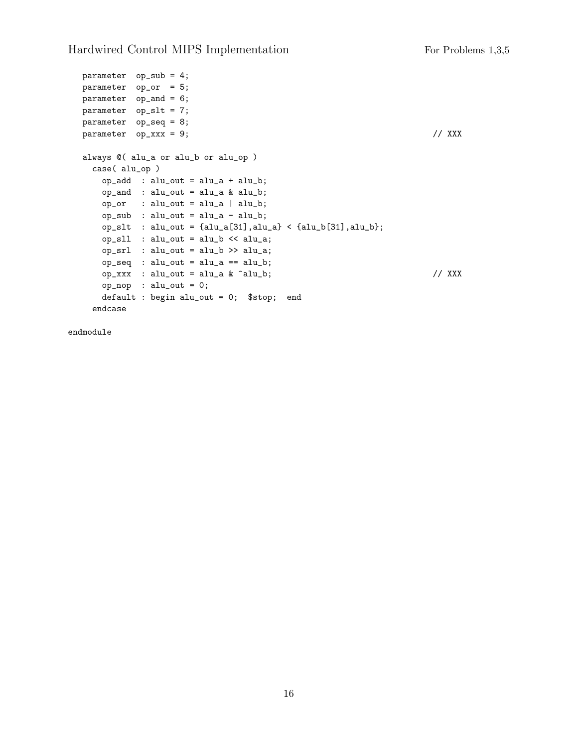```
  parameter  op_sub = 4;
  parameter  op_or  = 5;
  parameter  op_and = 6;
  parameter  op_slt = 7;
  parameter  op_seq = 8;
  parameter  op_xxx = 9;                                                   // XXX

  always @( alu_a or alu_b or alu_op )
    case( alu_op )
      op_add  : alu_out = alu_a + alu_b;
      op_and  : alu_out = alu_a & alu_b;
      op_or   : alu_out = alu_a | alu_b;
      op_sub  : alu_out = alu_a - alu_b;
      op_slt  : alu_out = {alu_a[31],alu_a} < {alu_b[31],alu_b};
      op_sll  : alu_out = alu_b << alu_a;
      op_srl  : alu_out = alu_b >> alu_a;
      op_seq  : alu_out = alu_a == alu_b;
      op_xxx  : alu_out = alu_a & ~alu_b;                                  // XXX
      op_nop  : alu_out = 0;
      default : begin alu_out = 0;  $stop;  end
    endcase

endmodule
```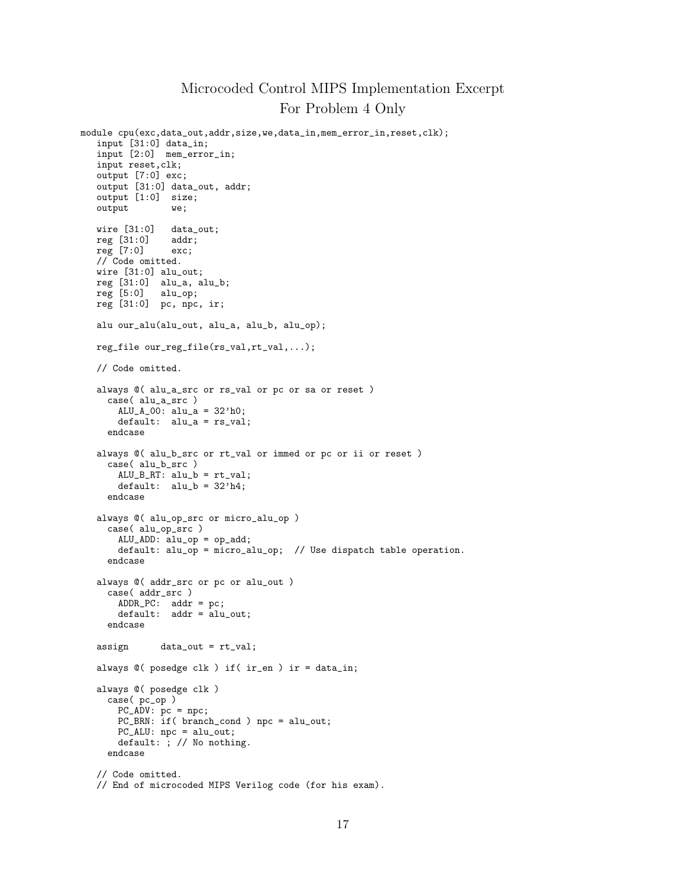# Microcoded Control MIPS Implementation Excerpt
## For Problem 4 Only

```
module cpu(exc,data_out,addr,size,we,data_in,mem_error_in,reset,clk);
   input [31:0] data_in;
   input [2:0]  mem_error_in;
   input reset,clk;
   output [7:0] exc;
   output [31:0] data_out, addr;
   output [1:0]  size;
   output        we;

   wire [31:0]   data_out;
   reg [31:0]    addr;
   reg [7:0]     exc;
   // Code omitted.
   wire [31:0] alu_out;
   reg [31:0]  alu_a, alu_b;
   reg [5:0]   alu_op;
   reg [31:0]  pc, npc, ir;

   alu our_alu(alu_out, alu_a, alu_b, alu_op);

   reg_file our_reg_file(rs_val,rt_val,...);

   // Code omitted.

   always @( alu_a_src or rs_val or pc or sa or reset )
     case( alu_a_src )
       ALU_A_00: alu_a = 32'h0;
       default:  alu_a = rs_val;
     endcase

   always @( alu_b_src or rt_val or immed or pc or ii or reset )
     case( alu_b_src )
       ALU_B_RT: alu_b = rt_val;
       default:  alu_b = 32'h4;
     endcase

   always @( alu_op_src or micro_alu_op )
     case( alu_op_src )
       ALU_ADD: alu_op = op_add;
       default: alu_op = micro_alu_op;  // Use dispatch table operation.
     endcase

   always @( addr_src or pc or alu_out )
     case( addr_src )
       ADDR_PC:  addr = pc;
       default:  addr = alu_out;
     endcase

   assign      data_out = rt_val;

   always @( posedge clk ) if( ir_en ) ir = data_in;

   always @( posedge clk )
     case( pc_op )
       PC_ADV: pc = npc;
       PC_BRN: if( branch_cond ) npc = alu_out;
       PC_ALU: npc = alu_out;
       default: ; // No nothing.
     endcase

   // Code omitted.
   // End of microcoded MIPS Verilog code (for his exam).
```